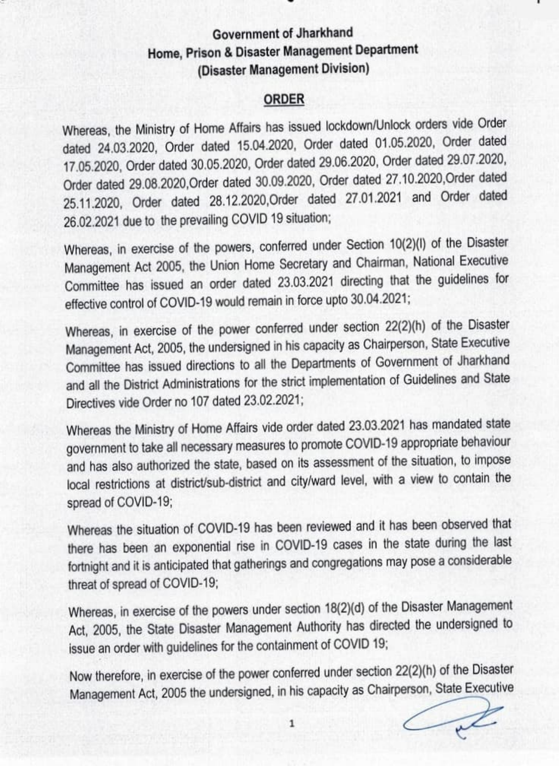**Government of Jharkhand**
**Home, Prison & Disaster Management Department**
**(Disaster Management Division)**

## ORDER

Whereas, the Ministry of Home Affairs has issued lockdown/Unlock orders vide Order dated 24.03.2020, Order dated 15.04.2020, Order dated 01.05.2020, Order dated 17.05.2020, Order dated 30.05.2020, Order dated 29.06.2020, Order dated 29.07.2020, Order dated 29.08.2020,Order dated 30.09.2020, Order dated 27.10.2020,Order dated 25.11.2020, Order dated 28.12.2020,Order dated 27.01.2021 and Order dated 26.02.2021 due to the prevailing COVID 19 situation;

Whereas, in exercise of the powers, conferred under Section 10(2)(l) of the Disaster Management Act 2005, the Union Home Secretary and Chairman, National Executive Committee has issued an order dated 23.03.2021 directing that the guidelines for effective control of COVID-19 would remain in force upto 30.04.2021;

Whereas, in exercise of the power conferred under section 22(2)(h) of the Disaster Management Act, 2005, the undersigned in his capacity as Chairperson, State Executive Committee has issued directions to all the Departments of Government of Jharkhand and all the District Administrations for the strict implementation of Guidelines and State Directives vide Order no 107 dated 23.02.2021;

Whereas the Ministry of Home Affairs vide order dated 23.03.2021 has mandated state government to take all necessary measures to promote COVID-19 appropriate behaviour and has also authorized the state, based on its assessment of the situation, to impose local restrictions at district/sub-district and city/ward level, with a view to contain the spread of COVID-19;

Whereas the situation of COVID-19 has been reviewed and it has been observed that there has been an exponential rise in COVID-19 cases in the state during the last fortnight and it is anticipated that gatherings and congregations may pose a considerable threat of spread of COVID-19;

Whereas, in exercise of the powers under section 18(2)(d) of the Disaster Management Act, 2005, the State Disaster Management Authority has directed the undersigned to issue an order with guidelines for the containment of COVID 19;

Now therefore, in exercise of the power conferred under section 22(2)(h) of the Disaster Management Act, 2005 the undersigned, in his capacity as Chairperson, State Executive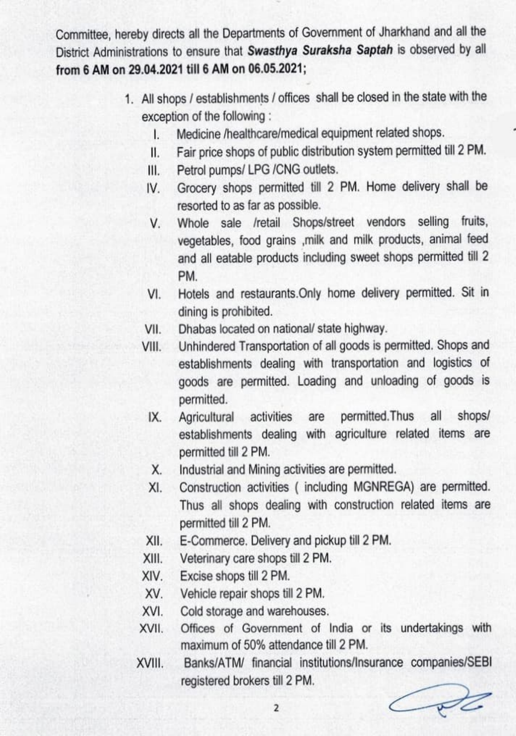Committee, hereby directs all the Departments of Government of Jharkhand and all the District Administrations to ensure that ***Swasthya Suraksha Saptah*** is observed by all **from 6 AM on 29.04.2021 till 6 AM on 06.05.2021;**

1. All shops / establishments / offices shall be closed in the state with the exception of the following :
   - I. Medicine /healthcare/medical equipment related shops.
   - II. Fair price shops of public distribution system permitted till 2 PM.
   - III. Petrol pumps/ LPG /CNG outlets.
   - IV. Grocery shops permitted till 2 PM. Home delivery shall be resorted to as far as possible.
   - V. Whole sale /retail Shops/street vendors selling fruits, vegetables, food grains ,milk and milk products, animal feed and all eatable products including sweet shops permitted till 2 PM.
   - VI. Hotels and restaurants.Only home delivery permitted. Sit in dining is prohibited.
   - VII. Dhabas located on national/ state highway.
   - VIII. Unhindered Transportation of all goods is permitted. Shops and establishments dealing with transportation and logistics of goods are permitted. Loading and unloading of goods is permitted.
   - IX. Agricultural activities are permitted.Thus all shops/ establishments dealing with agriculture related items are permitted till 2 PM.
   - X. Industrial and Mining activities are permitted.
   - XI. Construction activities ( including MGNREGA) are permitted. Thus all shops dealing with construction related items are permitted till 2 PM.
   - XII. E-Commerce. Delivery and pickup till 2 PM.
   - XIII. Veterinary care shops till 2 PM.
   - XIV. Excise shops till 2 PM.
   - XV. Vehicle repair shops till 2 PM.
   - XVI. Cold storage and warehouses.
   - XVII. Offices of Government of India or its undertakings with maximum of 50% attendance till 2 PM.
   - XVIII. Banks/ATM/ financial institutions/Insurance companies/SEBI registered brokers till 2 PM.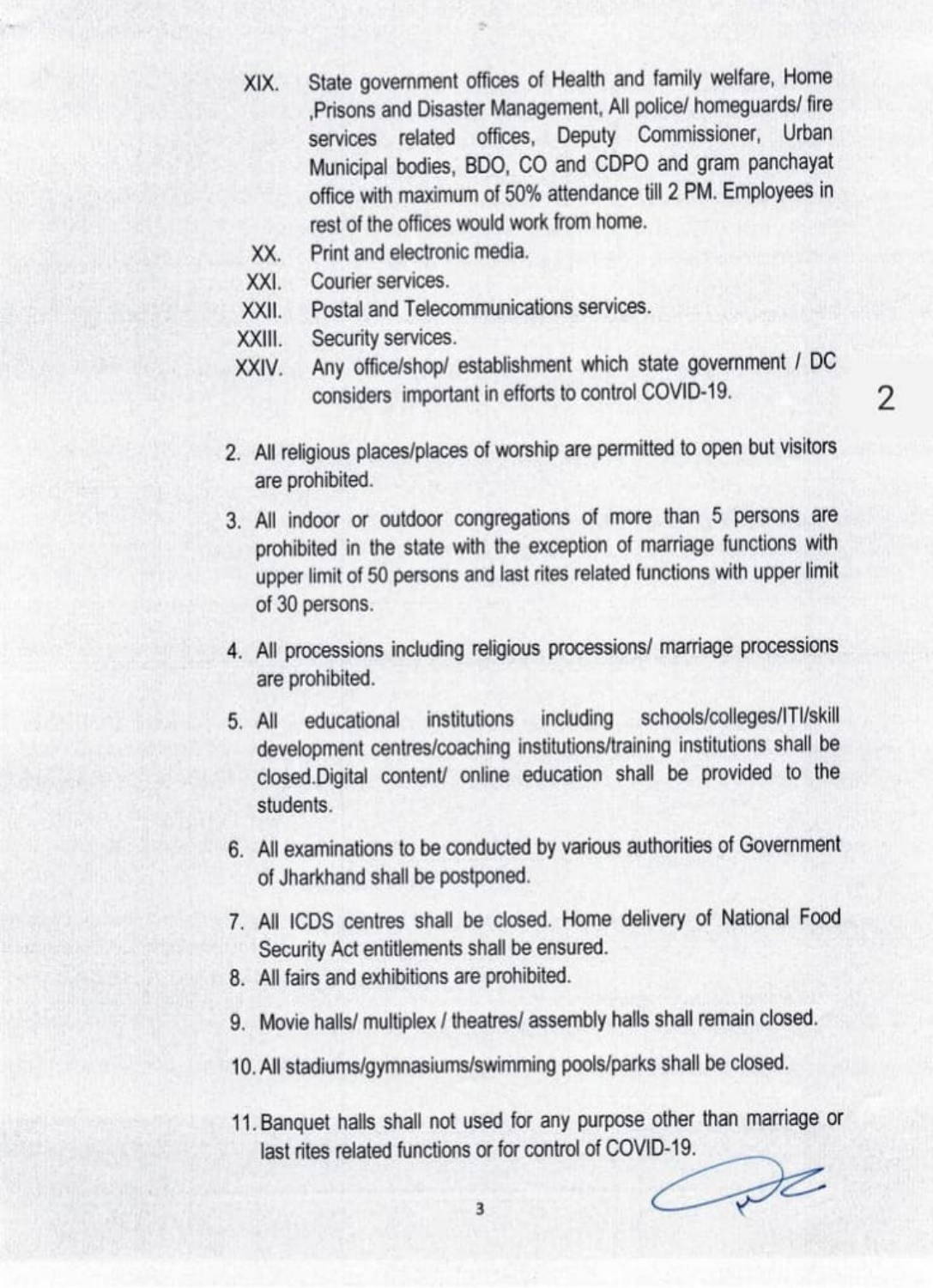XIX. State government offices of Health and family welfare, Home ,Prisons and Disaster Management, All police/ homeguards/ fire services related offices, Deputy Commissioner, Urban Municipal bodies, BDO, CO and CDPO and gram panchayat office with maximum of 50% attendance till 2 PM. Employees in rest of the offices would work from home.

XX. Print and electronic media.

XXI. Courier services.

XXII. Postal and Telecommunications services.

XXIII. Security services.

XXIV. Any office/shop/ establishment which state government / DC considers important in efforts to control COVID-19.

2. All religious places/places of worship are permitted to open but visitors are prohibited.

3. All indoor or outdoor congregations of more than 5 persons are prohibited in the state with the exception of marriage functions with upper limit of 50 persons and last rites related functions with upper limit of 30 persons.

4. All processions including religious processions/ marriage processions are prohibited.

5. All educational institutions including schools/colleges/ITI/skill development centres/coaching institutions/training institutions shall be closed.Digital content/ online education shall be provided to the students.

6. All examinations to be conducted by various authorities of Government of Jharkhand shall be postponed.

7. All ICDS centres shall be closed. Home delivery of National Food Security Act entitlements shall be ensured.

8. All fairs and exhibitions are prohibited.

9. Movie halls/ multiplex / theatres/ assembly halls shall remain closed.

10. All stadiums/gymnasiums/swimming pools/parks shall be closed.

11. Banquet halls shall not used for any purpose other than marriage or last rites related functions or for control of COVID-19.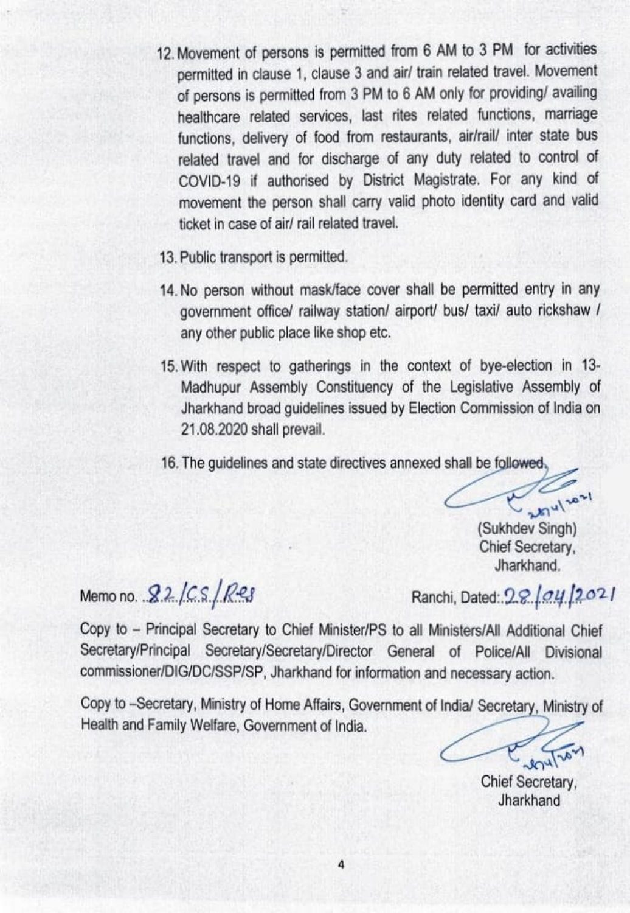12. Movement of persons is permitted from 6 AM to 3 PM for activities permitted in clause 1, clause 3 and air/ train related travel. Movement of persons is permitted from 3 PM to 6 AM only for providing/ availing healthcare related services, last rites related functions, marriage functions, delivery of food from restaurants, air/rail/ inter state bus related travel and for discharge of any duty related to control of COVID-19 if authorised by District Magistrate. For any kind of movement the person shall carry valid photo identity card and valid ticket in case of air/ rail related travel.

13. Public transport is permitted.

14. No person without mask/face cover shall be permitted entry in any government office/ railway station/ airport/ bus/ taxi/ auto rickshaw / any other public place like shop etc.

15. With respect to gatherings in the context of bye-election in 13-Madhupur Assembly Constituency of the Legislative Assembly of Jharkhand broad guidelines issued by Election Commission of India on 21.08.2020 shall prevail.

16. The guidelines and state directives annexed shall be followed.

28/4/2021

(Sukhdev Singh)
Chief Secretary,
Jharkhand.

Memo no. 82/CS/Res

Ranchi, Dated: 28/04/2021

Copy to – Principal Secretary to Chief Minister/PS to all Ministers/All Additional Chief Secretary/Principal Secretary/Secretary/Director General of Police/All Divisional commissioner/DIG/DC/SSP/SP, Jharkhand for information and necessary action.

Copy to –Secretary, Ministry of Home Affairs, Government of India/ Secretary, Ministry of Health and Family Welfare, Government of India.

28/4/2021

Chief Secretary,
Jharkhand